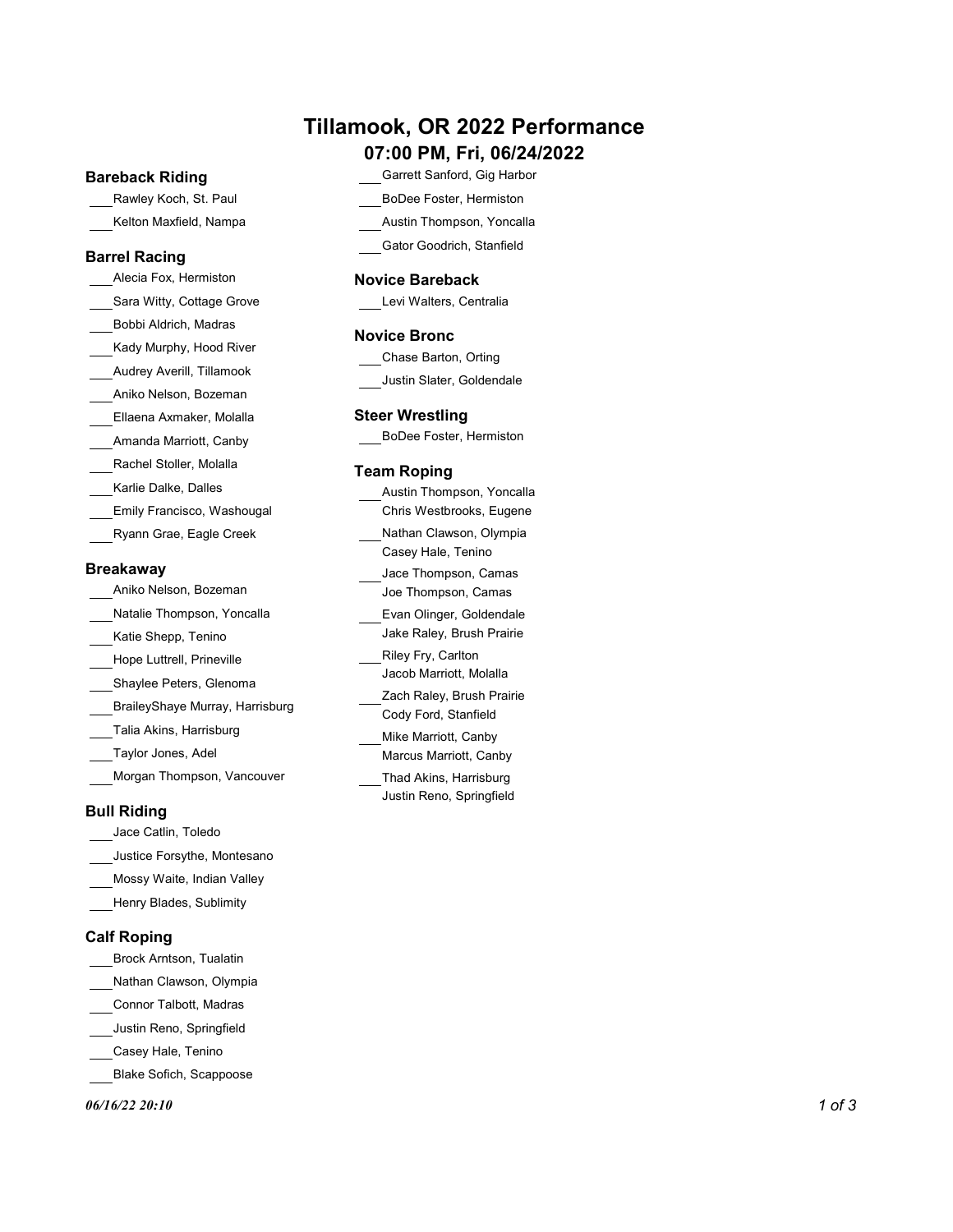# Tillamook, OR 2022 Performance

## 07:00 PM, Fri, 06/24/2022

### Bareback Riding

___Rawley Koch, St. Paul
___Kelton Maxfield, Nampa

### Barrel Racing

___Alecia Fox, Hermiston
___Sara Witty, Cottage Grove
___Bobbi Aldrich, Madras
___Kady Murphy, Hood River
___Audrey Averill, Tillamook
___Aniko Nelson, Bozeman
___Ellaena Axmaker, Molalla
___Amanda Marriott, Canby
___Rachel Stoller, Molalla
___Karlie Dalke, Dalles
___Emily Francisco, Washougal
___Ryann Grae, Eagle Creek

### Breakaway

___Aniko Nelson, Bozeman
___Natalie Thompson, Yoncalla
___Katie Shepp, Tenino
___Hope Luttrell, Prineville
___Shaylee Peters, Glenoma
___BraileyShaye Murray, Harrisburg
___Talia Akins, Harrisburg
___Taylor Jones, Adel
___Morgan Thompson, Vancouver

### Bull Riding

___Jace Catlin, Toledo
___Justice Forsythe, Montesano
___Mossy Waite, Indian Valley
___Henry Blades, Sublimity

### Calf Roping

___Brock Arntson, Tualatin
___Nathan Clawson, Olympia
___Connor Talbott, Madras
___Justin Reno, Springfield
___Casey Hale, Tenino
___Blake Sofich, Scappoose
___Garrett Sanford, Gig Harbor
___BoDee Foster, Hermiston
___Austin Thompson, Yoncalla
___Gator Goodrich, Stanfield

### Novice Bareback

___Levi Walters, Centralia

### Novice Bronc

___Chase Barton, Orting
___Justin Slater, Goldendale

### Steer Wrestling

___BoDee Foster, Hermiston

### Team Roping

___Austin Thompson, Yoncalla
Chris Westbrooks, Eugene
___Nathan Clawson, Olympia
Casey Hale, Tenino
___Jace Thompson, Camas
Joe Thompson, Camas
___Evan Olinger, Goldendale
Jake Raley, Brush Prairie
___Riley Fry, Carlton
Jacob Marriott, Molalla
___Zach Raley, Brush Prairie
Cody Ford, Stanfield
___Mike Marriott, Canby
Marcus Marriott, Canby
___Thad Akins, Harrisburg
Justin Reno, Springfield

*06/16/22 20:10*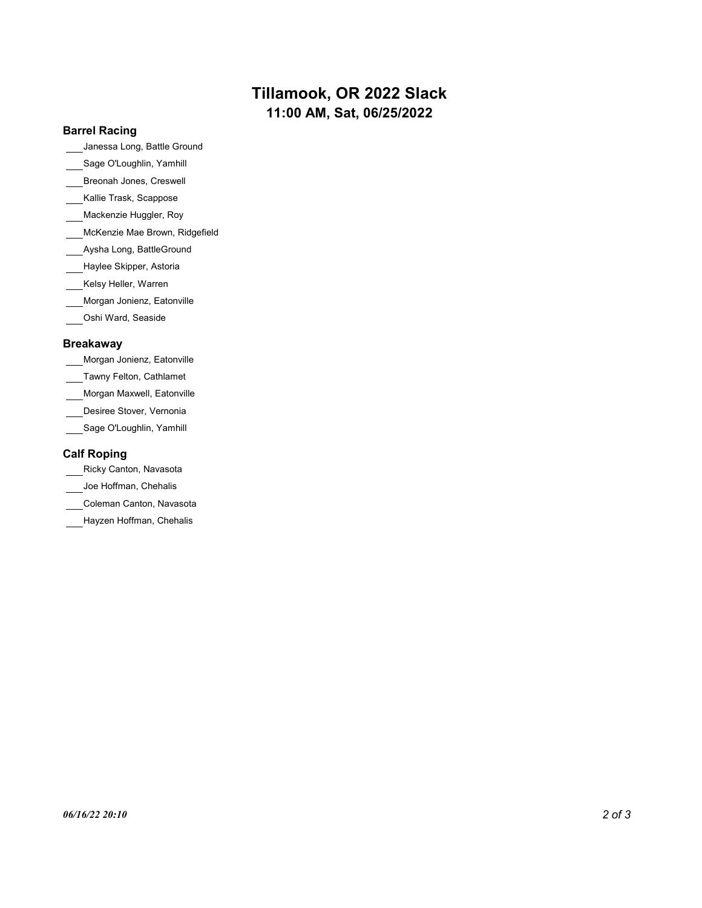# Tillamook, OR 2022 Slack

## 11:00 AM, Sat, 06/25/2022

### Barrel Racing

- ___Janessa Long, Battle Ground
- ___Sage O'Loughlin, Yamhill
- ___Breonah Jones, Creswell
- ___Kallie Trask, Scappose
- ___Mackenzie Huggler, Roy
- ___McKenzie Mae Brown, Ridgefield
- ___Aysha Long, BattleGround
- ___Haylee Skipper, Astoria
- ___Kelsy Heller, Warren
- ___Morgan Jonienz, Eatonville
- ___Oshi Ward, Seaside

### Breakaway

- ___Morgan Jonienz, Eatonville
- ___Tawny Felton, Cathlamet
- ___Morgan Maxwell, Eatonville
- ___Desiree Stover, Vernonia
- ___Sage O'Loughlin, Yamhill

### Calf Roping

- ___Ricky Canton, Navasota
- ___Joe Hoffman, Chehalis
- ___Coleman Canton, Navasota
- ___Hayzen Hoffman, Chehalis

*06/16/22 20:10*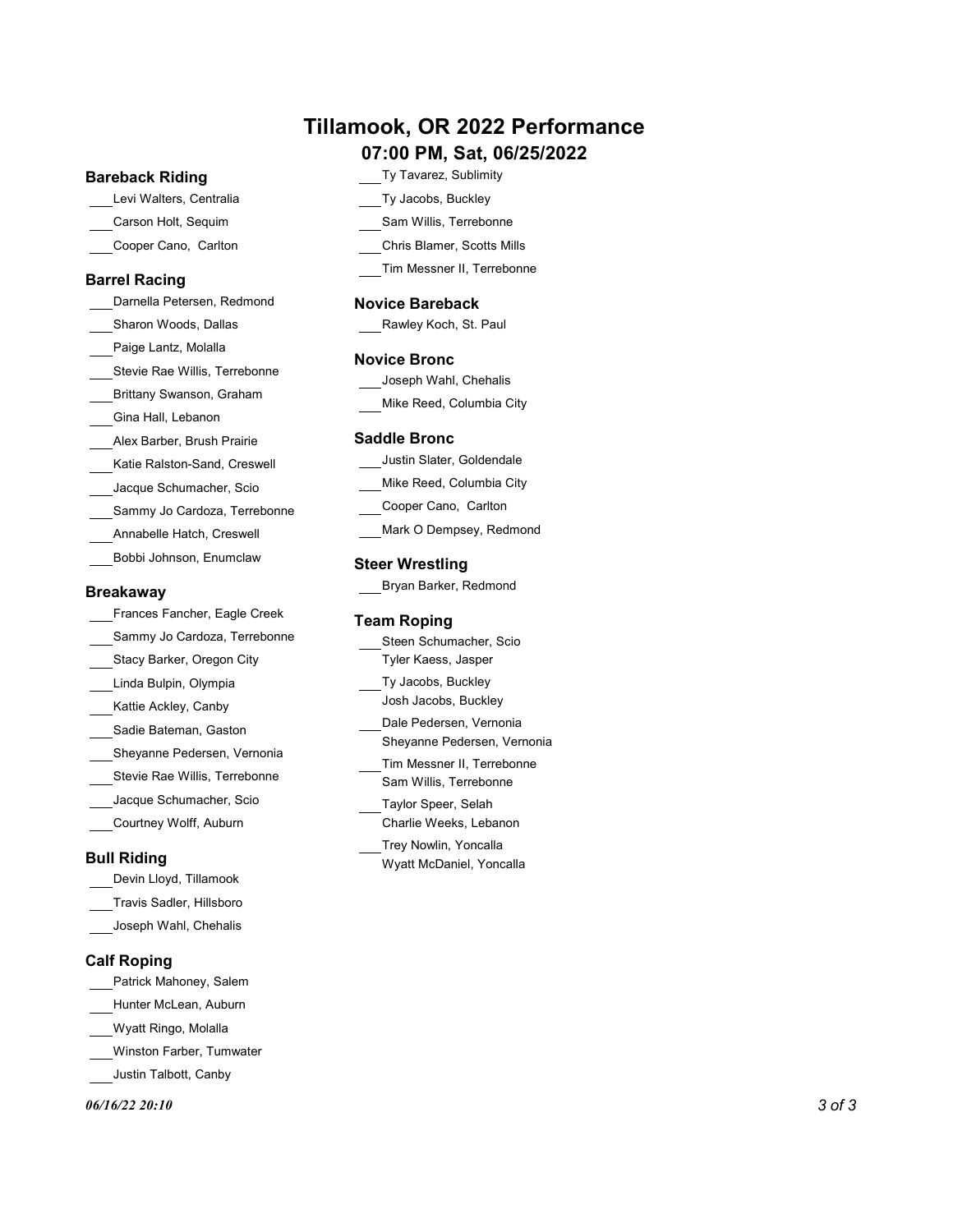# Tillamook, OR 2022 Performance

## 07:00 PM, Sat, 06/25/2022

### Bareback Riding

___Levi Walters, Centralia
___Carson Holt, Sequim
___Cooper Cano, Carlton

### Barrel Racing

___Darnella Petersen, Redmond
___Sharon Woods, Dallas
___Paige Lantz, Molalla
___Stevie Rae Willis, Terrebonne
___Brittany Swanson, Graham
___Gina Hall, Lebanon
___Alex Barber, Brush Prairie
___Katie Ralston-Sand, Creswell
___Jacque Schumacher, Scio
___Sammy Jo Cardoza, Terrebonne
___Annabelle Hatch, Creswell
___Bobbi Johnson, Enumclaw

### Breakaway

___Frances Fancher, Eagle Creek
___Sammy Jo Cardoza, Terrebonne
___Stacy Barker, Oregon City
___Linda Bulpin, Olympia
___Kattie Ackley, Canby
___Sadie Bateman, Gaston
___Sheyanne Pedersen, Vernonia
___Stevie Rae Willis, Terrebonne
___Jacque Schumacher, Scio
___Courtney Wolff, Auburn

### Bull Riding

___Devin Lloyd, Tillamook
___Travis Sadler, Hillsboro
___Joseph Wahl, Chehalis

### Calf Roping

___Patrick Mahoney, Salem
___Hunter McLean, Auburn
___Wyatt Ringo, Molalla
___Winston Farber, Tumwater
___Justin Talbott, Canby
___Ty Tavarez, Sublimity
___Ty Jacobs, Buckley
___Sam Willis, Terrebonne
___Chris Blamer, Scotts Mills
___Tim Messner II, Terrebonne

### Novice Bareback

___Rawley Koch, St. Paul

### Novice Bronc

___Joseph Wahl, Chehalis
___Mike Reed, Columbia City

### Saddle Bronc

___Justin Slater, Goldendale
___Mike Reed, Columbia City
___Cooper Cano, Carlton
___Mark O Dempsey, Redmond

### Steer Wrestling

___Bryan Barker, Redmond

### Team Roping

___Steen Schumacher, Scio
Tyler Kaess, Jasper
___Ty Jacobs, Buckley
Josh Jacobs, Buckley
___Dale Pedersen, Vernonia
Sheyanne Pedersen, Vernonia
___Tim Messner II, Terrebonne
Sam Willis, Terrebonne
___Taylor Speer, Selah
Charlie Weeks, Lebanon
___Trey Nowlin, Yoncalla
Wyatt McDaniel, Yoncalla

*06/16/22 20:10*